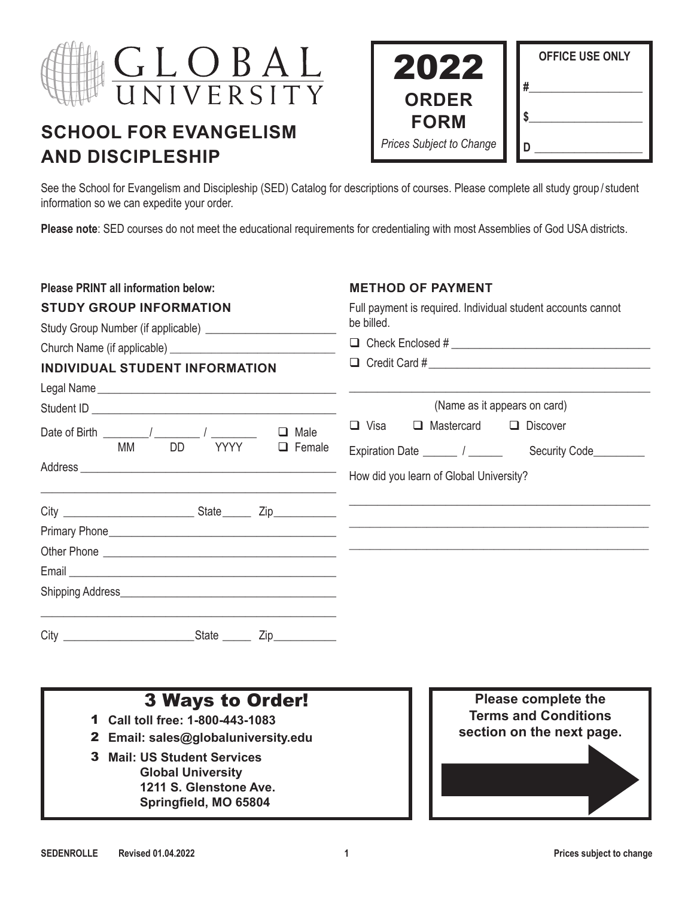# GLOBAL UNIVERSITY

## SCHOOL FOR EVANGELISM AND DISCIPLESHIP

**2022 ORDER FORM**

*Prices Subject to Change*

**OFFICE USE ONLY**

#__________________

$__________________

D __________________

See the School for Evangelism and Discipleship (SED) Catalog for descriptions of courses. Please complete all study group / student information so we can expedite your order.

**Please note**: SED courses do not meet the educational requirements for credentialing with most Assemblies of God USA districts.

**Please PRINT all information below:**

### STUDY GROUP INFORMATION

Study Group Number (if applicable) ______________________

Church Name (if applicable) ____________________________

### INDIVIDUAL STUDENT INFORMATION

Legal Name ________________________________________

Student ID _________________________________________

Date of Birth ________/ ________ / ________ (MM DD YYYY) ☐ Male ☐ Female

Address ___________________________________________

___________________________________________________

City ______________________ State _____ Zip __________

Primary Phone ______________________________________

Other Phone _______________________________________

Email _____________________________________________

Shipping Address ____________________________________

___________________________________________________

City ______________________ State _____ Zip __________

### METHOD OF PAYMENT

Full payment is required. Individual student accounts cannot be billed.

☐ Check Enclosed # _________________________________

☐ Credit Card # ____________________________________

___________________________________________________

(Name as it appears on card)

☐ Visa ☐ Mastercard ☐ Discover

Expiration Date ______ / ______ Security Code _________

How did you learn of Global University?

___________________________________________________

___________________________________________________

___________________________________________________

## 3 Ways to Order!

1. **Call toll free: 1-800-443-1083**
2. **Email: sales@globaluniversity.edu**
3. **Mail: US Student Services**
   **Global University**
   **1211 S. Glenstone Ave.**
   **Springfield, MO 65804**

**Please complete the Terms and Conditions section on the next page.**

SEDENROLLE Revised 01.04.2022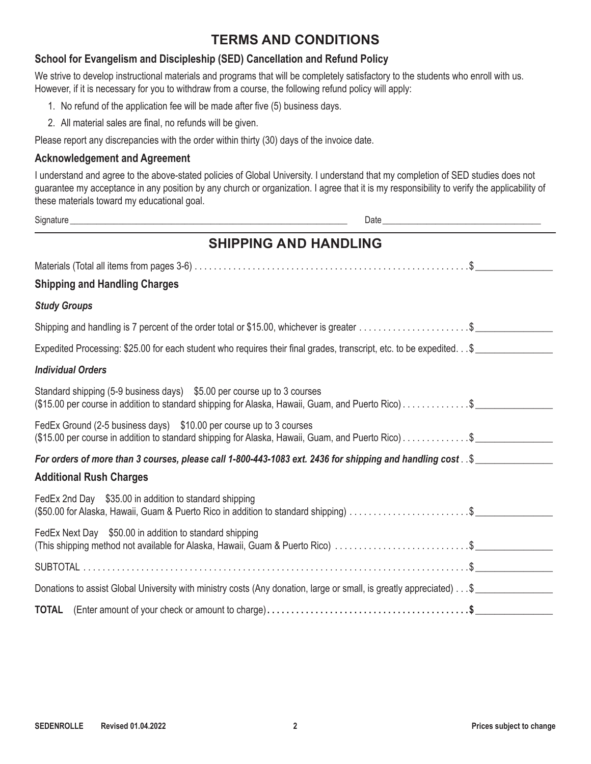# TERMS AND CONDITIONS

### School for Evangelism and Discipleship (SED) Cancellation and Refund Policy

We strive to develop instructional materials and programs that will be completely satisfactory to the students who enroll with us. However, if it is necessary for you to withdraw from a course, the following refund policy will apply:

1. No refund of the application fee will be made after five (5) business days.
2. All material sales are final, no refunds will be given.

Please report any discrepancies with the order within thirty (30) days of the invoice date.

### Acknowledgement and Agreement

I understand and agree to the above-stated policies of Global University. I understand that my completion of SED studies does not guarantee my acceptance in any position by any church or organization. I agree that it is my responsibility to verify the applicability of these materials toward my educational goal.

Signature ______________________________ Date ______________________________

# SHIPPING AND HANDLING

Materials (Total all items from pages 3-6) . . . . . . . . . . . . . . . . . . . . . . . . . . . . . . . . . . . . . . . . . . . $ ____________

### Shipping and Handling Charges

***Study Groups***

Shipping and handling is 7 percent of the order total or $15.00, whichever is greater . . . . . . . . . . . . . . . . . $ ____________

Expedited Processing: $25.00 for each student who requires their final grades, transcript, etc. to be expedited. . . $ ____________

***Individual Orders***

Standard shipping (5-9 business days) $5.00 per course up to 3 courses
($15.00 per course in addition to standard shipping for Alaska, Hawaii, Guam, and Puerto Rico) . . . . . . . . . . $ ____________

FedEx Ground (2-5 business days) $10.00 per course up to 3 courses
($15.00 per course in addition to standard shipping for Alaska, Hawaii, Guam, and Puerto Rico) . . . . . . . . . . $ ____________

***For orders of more than 3 courses, please call 1-800-443-1083 ext. 2436 for shipping and handling cost*** . . $ ____________

### Additional Rush Charges

FedEx 2nd Day $35.00 in addition to standard shipping
($50.00 for Alaska, Hawaii, Guam & Puerto Rico in addition to standard shipping) . . . . . . . . . . . . . . . . . . . . $ ____________

FedEx Next Day $50.00 in addition to standard shipping
(This shipping method not available for Alaska, Hawaii, Guam & Puerto Rico) . . . . . . . . . . . . . . . . . . . . . . . $ ____________

SUBTOTAL . . . . . . . . . . . . . . . . . . . . . . . . . . . . . . . . . . . . . . . . . . . . . . . . . . . . . . . . . . . . . . . . . . . $ ____________

Donations to assist Global University with ministry costs (Any donation, large or small, is greatly appreciated) . . . $ ____________

**TOTAL** (Enter amount of your check or amount to charge) . . . . . . . . . . . . . . . . . . . . . . . . . . . . . . . . . **$** ____________

SEDENROLLE Revised 01.04.2022

Prices subject to change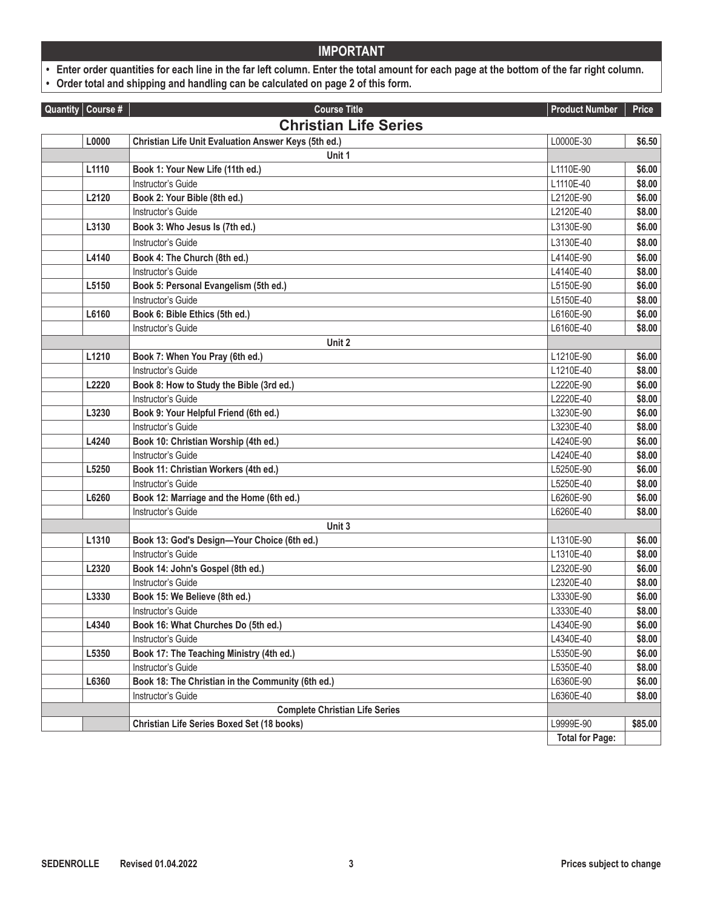## IMPORTANT

- **Enter order quantities for each line in the far left column. Enter the total amount for each page at the bottom of the far right column.**
- **Order total and shipping and handling can be calculated on page 2 of this form.**

| Quantity | Course # | Course Title | Product Number | Price |
|---|---|---|---|---|
| | | **Christian Life Series** | | |
| | **L0000** | **Christian Life Unit Evaluation Answer Keys (5th ed.)** | L0000E-30 | **$6.50** |
| | | **Unit 1** | | |
| | **L1110** | **Book 1: Your New Life (11th ed.)** | L1110E-90 | **$6.00** |
| | | Instructor's Guide | L1110E-40 | **$8.00** |
| | **L2120** | **Book 2: Your Bible (8th ed.)** | L2120E-90 | **$6.00** |
| | | Instructor's Guide | L2120E-40 | **$8.00** |
| | **L3130** | **Book 3: Who Jesus Is (7th ed.)** | L3130E-90 | **$6.00** |
| | | Instructor's Guide | L3130E-40 | **$8.00** |
| | **L4140** | **Book 4: The Church (8th ed.)** | L4140E-90 | **$6.00** |
| | | Instructor's Guide | L4140E-40 | **$8.00** |
| | **L5150** | **Book 5: Personal Evangelism (5th ed.)** | L5150E-90 | **$6.00** |
| | | Instructor's Guide | L5150E-40 | **$8.00** |
| | **L6160** | **Book 6: Bible Ethics (5th ed.)** | L6160E-90 | **$6.00** |
| | | Instructor's Guide | L6160E-40 | **$8.00** |
| | | **Unit 2** | | |
| | **L1210** | **Book 7: When You Pray (6th ed.)** | L1210E-90 | **$6.00** |
| | | Instructor's Guide | L1210E-40 | **$8.00** |
| | **L2220** | **Book 8: How to Study the Bible (3rd ed.)** | L2220E-90 | **$6.00** |
| | | Instructor's Guide | L2220E-40 | **$8.00** |
| | **L3230** | **Book 9: Your Helpful Friend (6th ed.)** | L3230E-90 | **$6.00** |
| | | Instructor's Guide | L3230E-40 | **$8.00** |
| | **L4240** | **Book 10: Christian Worship (4th ed.)** | L4240E-90 | **$6.00** |
| | | Instructor's Guide | L4240E-40 | **$8.00** |
| | **L5250** | **Book 11: Christian Workers (4th ed.)** | L5250E-90 | **$6.00** |
| | | Instructor's Guide | L5250E-40 | **$8.00** |
| | **L6260** | **Book 12: Marriage and the Home (6th ed.)** | L6260E-90 | **$6.00** |
| | | Instructor's Guide | L6260E-40 | **$8.00** |
| | | **Unit 3** | | |
| | **L1310** | **Book 13: God's Design—Your Choice (6th ed.)** | L1310E-90 | **$6.00** |
| | | Instructor's Guide | L1310E-40 | **$8.00** |
| | **L2320** | **Book 14: John's Gospel (8th ed.)** | L2320E-90 | **$6.00** |
| | | Instructor's Guide | L2320E-40 | **$8.00** |
| | **L3330** | **Book 15: We Believe (8th ed.)** | L3330E-90 | **$6.00** |
| | | Instructor's Guide | L3330E-40 | **$8.00** |
| | **L4340** | **Book 16: What Churches Do (5th ed.)** | L4340E-90 | **$6.00** |
| | | Instructor's Guide | L4340E-40 | **$8.00** |
| | **L5350** | **Book 17: The Teaching Ministry (4th ed.)** | L5350E-90 | **$6.00** |
| | | Instructor's Guide | L5350E-40 | **$8.00** |
| | **L6360** | **Book 18: The Christian in the Community (6th ed.)** | L6360E-90 | **$6.00** |
| | | Instructor's Guide | L6360E-40 | **$8.00** |
| | | **Complete Christian Life Series** | | |
| | | **Christian Life Series Boxed Set (18 books)** | L9999E-90 | **$85.00** |
| | | | **Total for Page:** | |

**SEDENROLLE** **Revised 01.04.2022** **Prices subject to change**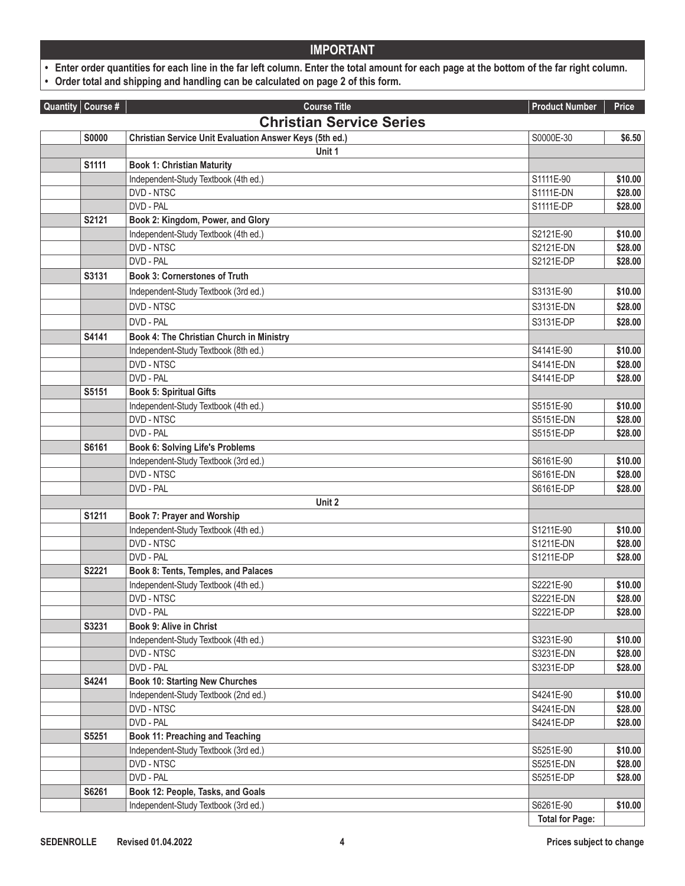## IMPORTANT

- **Enter order quantities for each line in the far left column. Enter the total amount for each page at the bottom of the far right column.**
- **Order total and shipping and handling can be calculated on page 2 of this form.**

| Quantity | Course # | Course Title | Product Number | Price |
|---|---|---|---|---|
| | | **Christian Service Series** | | |
| | **S0000** | **Christian Service Unit Evaluation Answer Keys (5th ed.)** | S0000E-30 | **$6.50** |
| | | **Unit 1** | | |
| | **S1111** | **Book 1: Christian Maturity** | | |
| | | Independent-Study Textbook (4th ed.) | S1111E-90 | **$10.00** |
| | | DVD - NTSC | S1111E-DN | **$28.00** |
| | | DVD - PAL | S1111E-DP | **$28.00** |
| | **S2121** | **Book 2: Kingdom, Power, and Glory** | | |
| | | Independent-Study Textbook (4th ed.) | S2121E-90 | **$10.00** |
| | | DVD - NTSC | S2121E-DN | **$28.00** |
| | | DVD - PAL | S2121E-DP | **$28.00** |
| | **S3131** | **Book 3: Cornerstones of Truth** | | |
| | | Independent-Study Textbook (3rd ed.) | S3131E-90 | **$10.00** |
| | | DVD - NTSC | S3131E-DN | **$28.00** |
| | | DVD - PAL | S3131E-DP | **$28.00** |
| | **S4141** | **Book 4: The Christian Church in Ministry** | | |
| | | Independent-Study Textbook (8th ed.) | S4141E-90 | **$10.00** |
| | | DVD - NTSC | S4141E-DN | **$28.00** |
| | | DVD - PAL | S4141E-DP | **$28.00** |
| | **S5151** | **Book 5: Spiritual Gifts** | | |
| | | Independent-Study Textbook (4th ed.) | S5151E-90 | **$10.00** |
| | | DVD - NTSC | S5151E-DN | **$28.00** |
| | | DVD - PAL | S5151E-DP | **$28.00** |
| | **S6161** | **Book 6: Solving Life's Problems** | | |
| | | Independent-Study Textbook (3rd ed.) | S6161E-90 | **$10.00** |
| | | DVD - NTSC | S6161E-DN | **$28.00** |
| | | DVD - PAL | S6161E-DP | **$28.00** |
| | | **Unit 2** | | |
| | **S1211** | **Book 7: Prayer and Worship** | | |
| | | Independent-Study Textbook (4th ed.) | S1211E-90 | **$10.00** |
| | | DVD - NTSC | S1211E-DN | **$28.00** |
| | | DVD - PAL | S1211E-DP | **$28.00** |
| | **S2221** | **Book 8: Tents, Temples, and Palaces** | | |
| | | Independent-Study Textbook (4th ed.) | S2221E-90 | **$10.00** |
| | | DVD - NTSC | S2221E-DN | **$28.00** |
| | | DVD - PAL | S2221E-DP | **$28.00** |
| | **S3231** | **Book 9: Alive in Christ** | | |
| | | Independent-Study Textbook (4th ed.) | S3231E-90 | **$10.00** |
| | | DVD - NTSC | S3231E-DN | **$28.00** |
| | | DVD - PAL | S3231E-DP | **$28.00** |
| | **S4241** | **Book 10: Starting New Churches** | | |
| | | Independent-Study Textbook (2nd ed.) | S4241E-90 | **$10.00** |
| | | DVD - NTSC | S4241E-DN | **$28.00** |
| | | DVD - PAL | S4241E-DP | **$28.00** |
| | **S5251** | **Book 11: Preaching and Teaching** | | |
| | | Independent-Study Textbook (3rd ed.) | S5251E-90 | **$10.00** |
| | | DVD - NTSC | S5251E-DN | **$28.00** |
| | | DVD - PAL | S5251E-DP | **$28.00** |
| | **S6261** | **Book 12: People, Tasks, and Goals** | | |
| | | Independent-Study Textbook (3rd ed.) | S6261E-90 | **$10.00** |
| | | | **Total for Page:** | |

**SEDENROLLE** **Revised 01.04.2022** **Prices subject to change**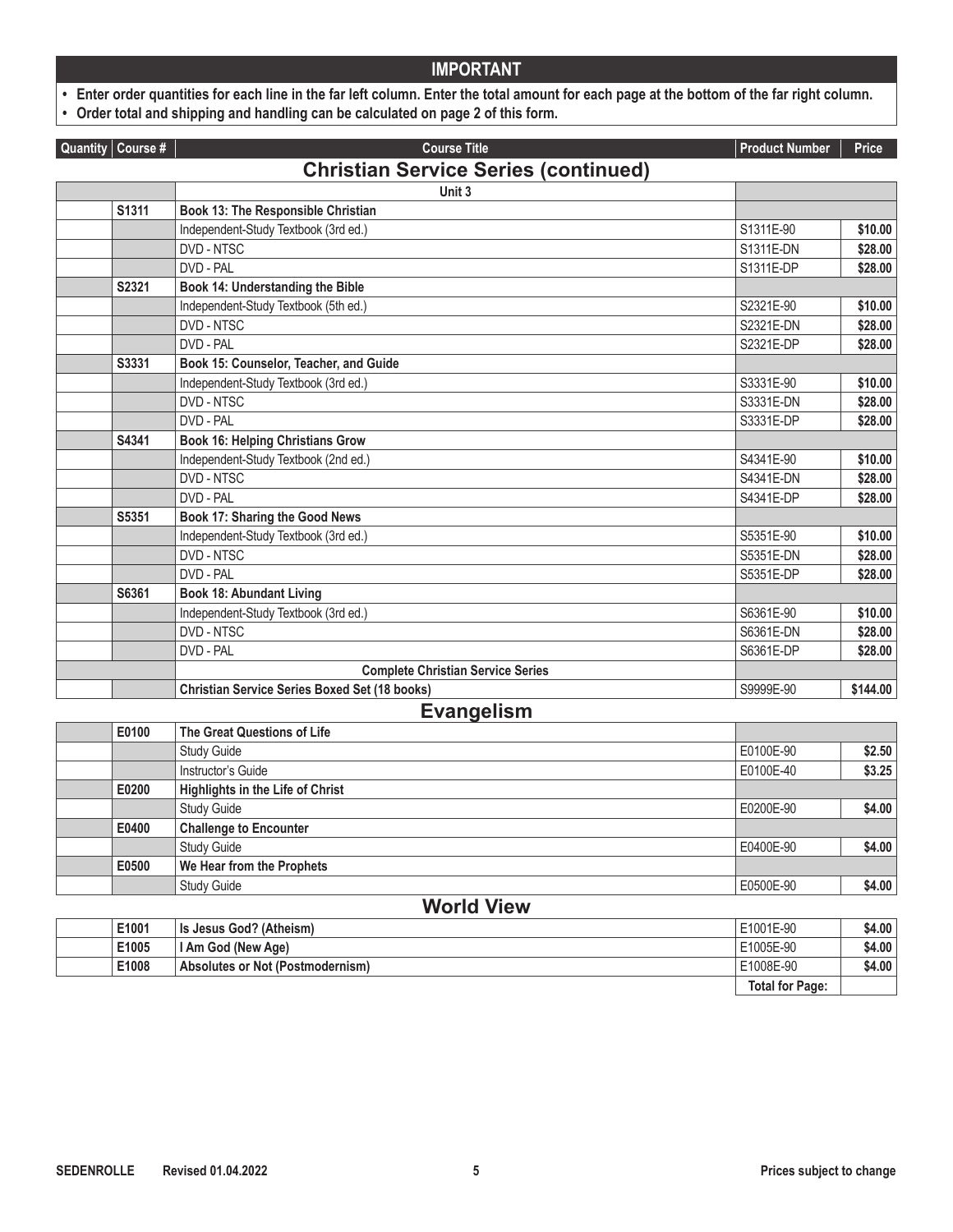## IMPORTANT

- **Enter order quantities for each line in the far left column. Enter the total amount for each page at the bottom of the far right column.**
- **Order total and shipping and handling can be calculated on page 2 of this form.**

| Quantity | Course # | Course Title | Product Number | Price |
|---|---|---|---|---|
| | | **Christian Service Series (continued)** | | |
| | | **Unit 3** | | |
| | **S1311** | **Book 13: The Responsible Christian** | | |
| | | Independent-Study Textbook (3rd ed.) | S1311E-90 | **$10.00** |
| | | DVD - NTSC | S1311E-DN | **$28.00** |
| | | DVD - PAL | S1311E-DP | **$28.00** |
| | **S2321** | **Book 14: Understanding the Bible** | | |
| | | Independent-Study Textbook (5th ed.) | S2321E-90 | **$10.00** |
| | | DVD - NTSC | S2321E-DN | **$28.00** |
| | | DVD - PAL | S2321E-DP | **$28.00** |
| | **S3331** | **Book 15: Counselor, Teacher, and Guide** | | |
| | | Independent-Study Textbook (3rd ed.) | S3331E-90 | **$10.00** |
| | | DVD - NTSC | S3331E-DN | **$28.00** |
| | | DVD - PAL | S3331E-DP | **$28.00** |
| | **S4341** | **Book 16: Helping Christians Grow** | | |
| | | Independent-Study Textbook (2nd ed.) | S4341E-90 | **$10.00** |
| | | DVD - NTSC | S4341E-DN | **$28.00** |
| | | DVD - PAL | S4341E-DP | **$28.00** |
| | **S5351** | **Book 17: Sharing the Good News** | | |
| | | Independent-Study Textbook (3rd ed.) | S5351E-90 | **$10.00** |
| | | DVD - NTSC | S5351E-DN | **$28.00** |
| | | DVD - PAL | S5351E-DP | **$28.00** |
| | **S6361** | **Book 18: Abundant Living** | | |
| | | Independent-Study Textbook (3rd ed.) | S6361E-90 | **$10.00** |
| | | DVD - NTSC | S6361E-DN | **$28.00** |
| | | DVD - PAL | S6361E-DP | **$28.00** |
| | | **Complete Christian Service Series** | | |
| | | **Christian Service Series Boxed Set (18 books)** | S9999E-90 | **$144.00** |
| | | **Evangelism** | | |
| | **E0100** | **The Great Questions of Life** | | |
| | | Study Guide | E0100E-90 | **$2.50** |
| | | Instructor's Guide | E0100E-40 | **$3.25** |
| | **E0200** | **Highlights in the Life of Christ** | | |
| | | Study Guide | E0200E-90 | **$4.00** |
| | **E0400** | **Challenge to Encounter** | | |
| | | Study Guide | E0400E-90 | **$4.00** |
| | **E0500** | **We Hear from the Prophets** | | |
| | | Study Guide | E0500E-90 | **$4.00** |
| | | **World View** | | |
| | **E1001** | **Is Jesus God? (Atheism)** | E1001E-90 | **$4.00** |
| | **E1005** | **I Am God (New Age)** | E1005E-90 | **$4.00** |
| | **E1008** | **Absolutes or Not (Postmodernism)** | E1008E-90 | **$4.00** |
| | | | **Total for Page:** | |

SEDENROLLE Revised 01.04.2022 — Prices subject to change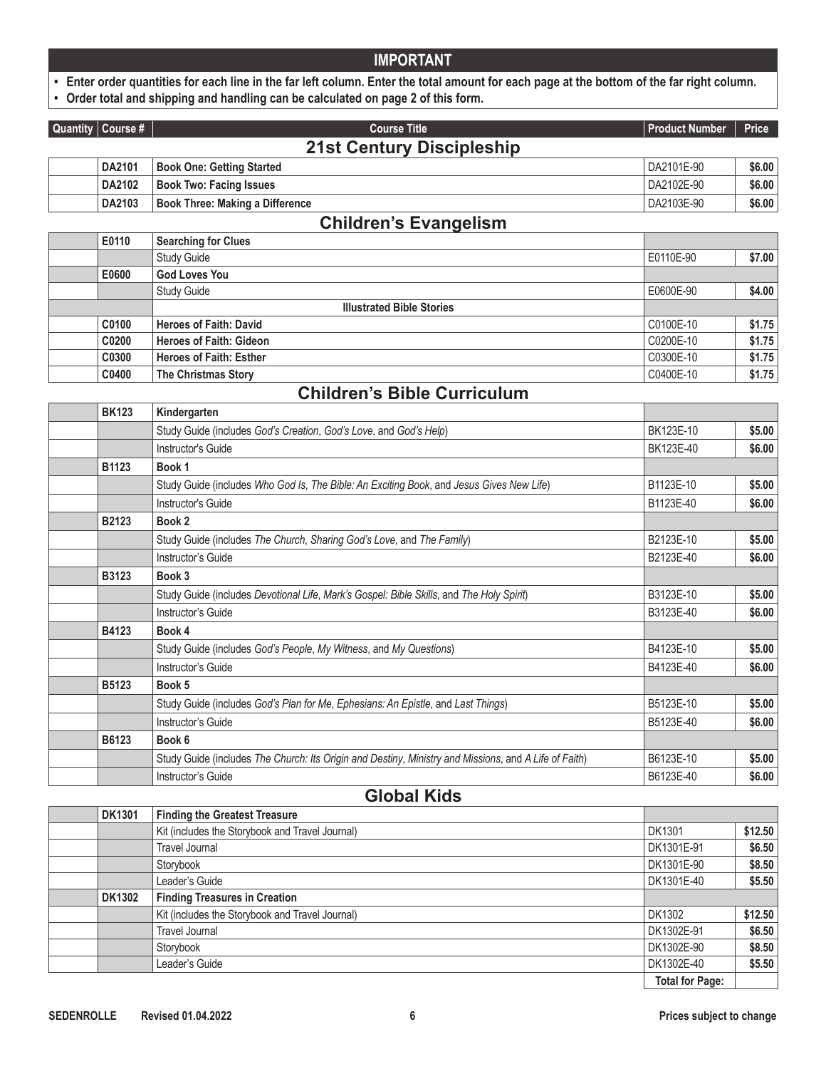## IMPORTANT

- **Enter order quantities for each line in the far left column. Enter the total amount for each page at the bottom of the far right column.**
- **Order total and shipping and handling can be calculated on page 2 of this form.**

| Quantity | Course # | Course Title | Product Number | Price |
|---|---|---|---|---|
| | | **21st Century Discipleship** | | |
| | **DA2101** | **Book One: Getting Started** | DA2101E-90 | **$6.00** |
| | **DA2102** | **Book Two: Facing Issues** | DA2102E-90 | **$6.00** |
| | **DA2103** | **Book Three: Making a Difference** | DA2103E-90 | **$6.00** |
| | | **Children's Evangelism** | | |
| | **E0110** | **Searching for Clues** | | |
| | | Study Guide | E0110E-90 | **$7.00** |
| | **E0600** | **God Loves You** | | |
| | | Study Guide | E0600E-90 | **$4.00** |
| | | **Illustrated Bible Stories** | | |
| | **C0100** | **Heroes of Faith: David** | C0100E-10 | **$1.75** |
| | **C0200** | **Heroes of Faith: Gideon** | C0200E-10 | **$1.75** |
| | **C0300** | **Heroes of Faith: Esther** | C0300E-10 | **$1.75** |
| | **C0400** | **The Christmas Story** | C0400E-10 | **$1.75** |
| | | **Children's Bible Curriculum** | | |
| | **BK123** | **Kindergarten** | | |
| | | Study Guide (includes *God's Creation*, *God's Love*, and *God's Help*) | BK123E-10 | **$5.00** |
| | | Instructor's Guide | BK123E-40 | **$6.00** |
| | **B1123** | **Book 1** | | |
| | | Study Guide (includes *Who God Is*, *The Bible: An Exciting Book*, and *Jesus Gives New Life*) | B1123E-10 | **$5.00** |
| | | Instructor's Guide | B1123E-40 | **$6.00** |
| | **B2123** | **Book 2** | | |
| | | Study Guide (includes *The Church*, *Sharing God's Love*, and *The Family*) | B2123E-10 | **$5.00** |
| | | Instructor's Guide | B2123E-40 | **$6.00** |
| | **B3123** | **Book 3** | | |
| | | Study Guide (includes *Devotional Life*, *Mark's Gospel: Bible Skills*, and *The Holy Spirit*) | B3123E-10 | **$5.00** |
| | | Instructor's Guide | B3123E-40 | **$6.00** |
| | **B4123** | **Book 4** | | |
| | | Study Guide (includes *God's People*, *My Witness*, and *My Questions*) | B4123E-10 | **$5.00** |
| | | Instructor's Guide | B4123E-40 | **$6.00** |
| | **B5123** | **Book 5** | | |
| | | Study Guide (includes *God's Plan for Me*, *Ephesians: An Epistle*, and *Last Things*) | B5123E-10 | **$5.00** |
| | | Instructor's Guide | B5123E-40 | **$6.00** |
| | **B6123** | **Book 6** | | |
| | | Study Guide (includes *The Church: Its Origin and Destiny*, *Ministry and Missions*, and *A Life of Faith*) | B6123E-10 | **$5.00** |
| | | Instructor's Guide | B6123E-40 | **$6.00** |
| | | **Global Kids** | | |
| | **DK1301** | **Finding the Greatest Treasure** | | |
| | | Kit (includes the Storybook and Travel Journal) | DK1301 | **$12.50** |
| | | Travel Journal | DK1301E-91 | **$6.50** |
| | | Storybook | DK1301E-90 | **$8.50** |
| | | Leader's Guide | DK1301E-40 | **$5.50** |
| | **DK1302** | **Finding Treasures in Creation** | | |
| | | Kit (includes the Storybook and Travel Journal) | DK1302 | **$12.50** |
| | | Travel Journal | DK1302E-91 | **$6.50** |
| | | Storybook | DK1302E-90 | **$8.50** |
| | | Leader's Guide | DK1302E-40 | **$5.50** |
| | | | **Total for Page:** | |

**SEDENROLLE** **Revised 01.04.2022** **Prices subject to change**